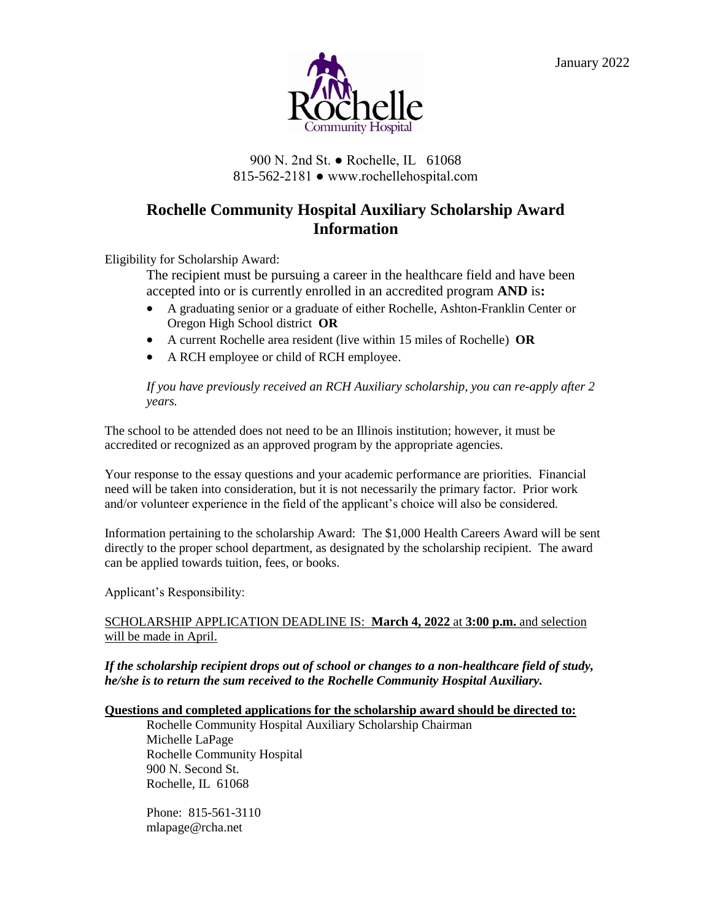January 2022

Rochelle Community Hospital

900 N. 2nd St. ● Rochelle, IL 61068
815-562-2181 ● www.rochellehospital.com

# Rochelle Community Hospital Auxiliary Scholarship Award Information

Eligibility for Scholarship Award:

The recipient must be pursuing a career in the healthcare field and have been accepted into or is currently enrolled in an accredited program **AND** is**:**

- A graduating senior or a graduate of either Rochelle, Ashton-Franklin Center or Oregon High School district **OR**
- A current Rochelle area resident (live within 15 miles of Rochelle) **OR**
- A RCH employee or child of RCH employee.

*If you have previously received an RCH Auxiliary scholarship, you can re-apply after 2 years.*

The school to be attended does not need to be an Illinois institution; however, it must be accredited or recognized as an approved program by the appropriate agencies.

Your response to the essay questions and your academic performance are priorities. Financial need will be taken into consideration, but it is not necessarily the primary factor. Prior work and/or volunteer experience in the field of the applicant's choice will also be considered.

Information pertaining to the scholarship Award: The $1,000 Health Careers Award will be sent directly to the proper school department, as designated by the scholarship recipient. The award can be applied towards tuition, fees, or books.

Applicant's Responsibility:

SCHOLARSHIP APPLICATION DEADLINE IS: **March 4, 2022** at **3:00 p.m.** and selection will be made in April.

***If the scholarship recipient drops out of school or changes to a non-healthcare field of study, he/she is to return the sum received to the Rochelle Community Hospital Auxiliary.***

**Questions and completed applications for the scholarship award should be directed to:**

Rochelle Community Hospital Auxiliary Scholarship Chairman
Michelle LaPage
Rochelle Community Hospital
900 N. Second St.
Rochelle, IL 61068

Phone: 815-561-3110
mlapage@rcha.net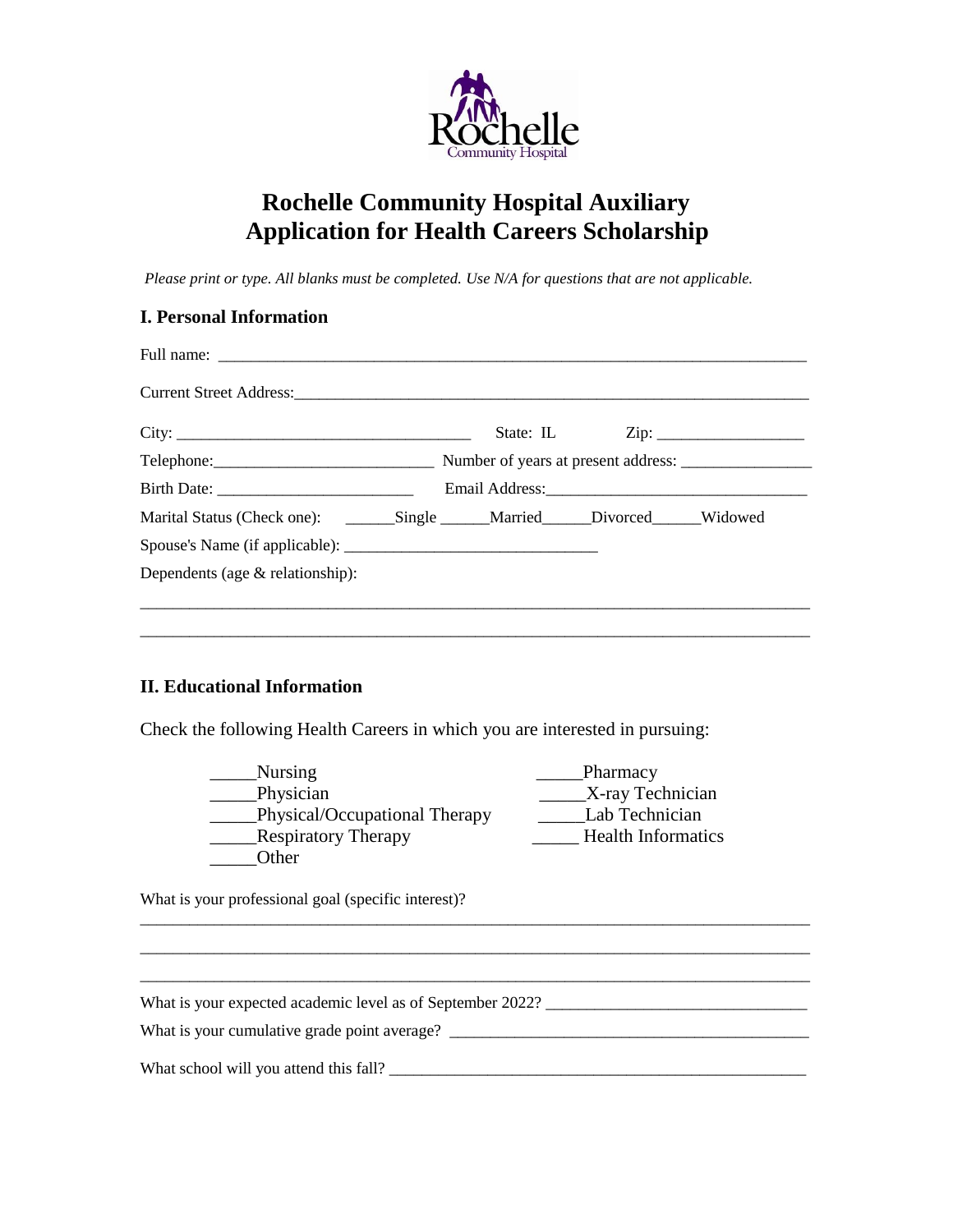Rochelle Community Hospital

# Rochelle Community Hospital Auxiliary
# Application for Health Careers Scholarship

*Please print or type. All blanks must be completed. Use N/A for questions that are not applicable.*

## I. Personal Information

Full name: ____________________________________________________________________________

Current Street Address:______________________________________________________________

City: ____________________________________ State: IL Zip: __________________

Telephone:___________________________ Number of years at present address: ________________

Birth Date: ________________________ Email Address:________________________________

Marital Status (Check one): ______Single ______Married______Divorced______Widowed

Spouse's Name (if applicable): ________________________________

Dependents (age & relationship):

_____________________________________________________________________________________

_____________________________________________________________________________________

## II. Educational Information

Check the following Health Careers in which you are interested in pursuing:

_____Nursing
_____Physician
_____Physical/Occupational Therapy
_____Respiratory Therapy
_____Other
_____Pharmacy
_____X-ray Technician
_____Lab Technician
_____ Health Informatics

What is your professional goal (specific interest)?

_____________________________________________________________________________________

_____________________________________________________________________________________

_____________________________________________________________________________________

What is your expected academic level as of September 2022? ________________________________

What is your cumulative grade point average? _____________________________________________

What school will you attend this fall? _____________________________________________________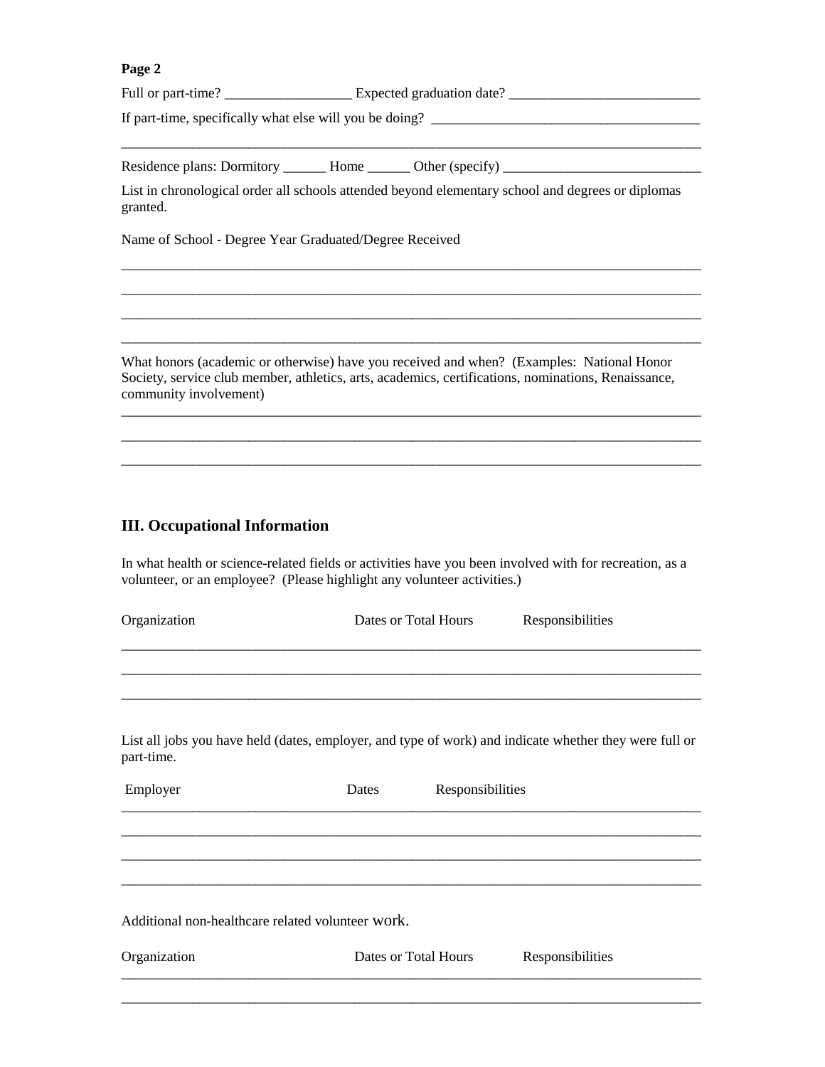**Page 2**

Full or part-time? __________________ Expected graduation date? ___________________________

If part-time, specifically what else will you be doing? ______________________________________

_____________________________________________________________________________________

Residence plans: Dormitory ______ Home ______ Other (specify) ____________________________

List in chronological order all schools attended beyond elementary school and degrees or diplomas granted.

Name of School - Degree Year Graduated/Degree Received

_____________________________________________________________________________________

_____________________________________________________________________________________

_____________________________________________________________________________________

_____________________________________________________________________________________

What honors (academic or otherwise) have you received and when? (Examples: National Honor Society, service club member, athletics, arts, academics, certifications, nominations, Renaissance, community involvement)

_____________________________________________________________________________________

_____________________________________________________________________________________

_____________________________________________________________________________________

## III. Occupational Information

In what health or science-related fields or activities have you been involved with for recreation, as a volunteer, or an employee? (Please highlight any volunteer activities.)

Organization Dates or Total Hours Responsibilities

_____________________________________________________________________________________

_____________________________________________________________________________________

_____________________________________________________________________________________

List all jobs you have held (dates, employer, and type of work) and indicate whether they were full or part-time.

Employer Dates Responsibilities

_____________________________________________________________________________________

_____________________________________________________________________________________

_____________________________________________________________________________________

_____________________________________________________________________________________

Additional non-healthcare related volunteer work.

Organization Dates or Total Hours Responsibilities

_____________________________________________________________________________________

_____________________________________________________________________________________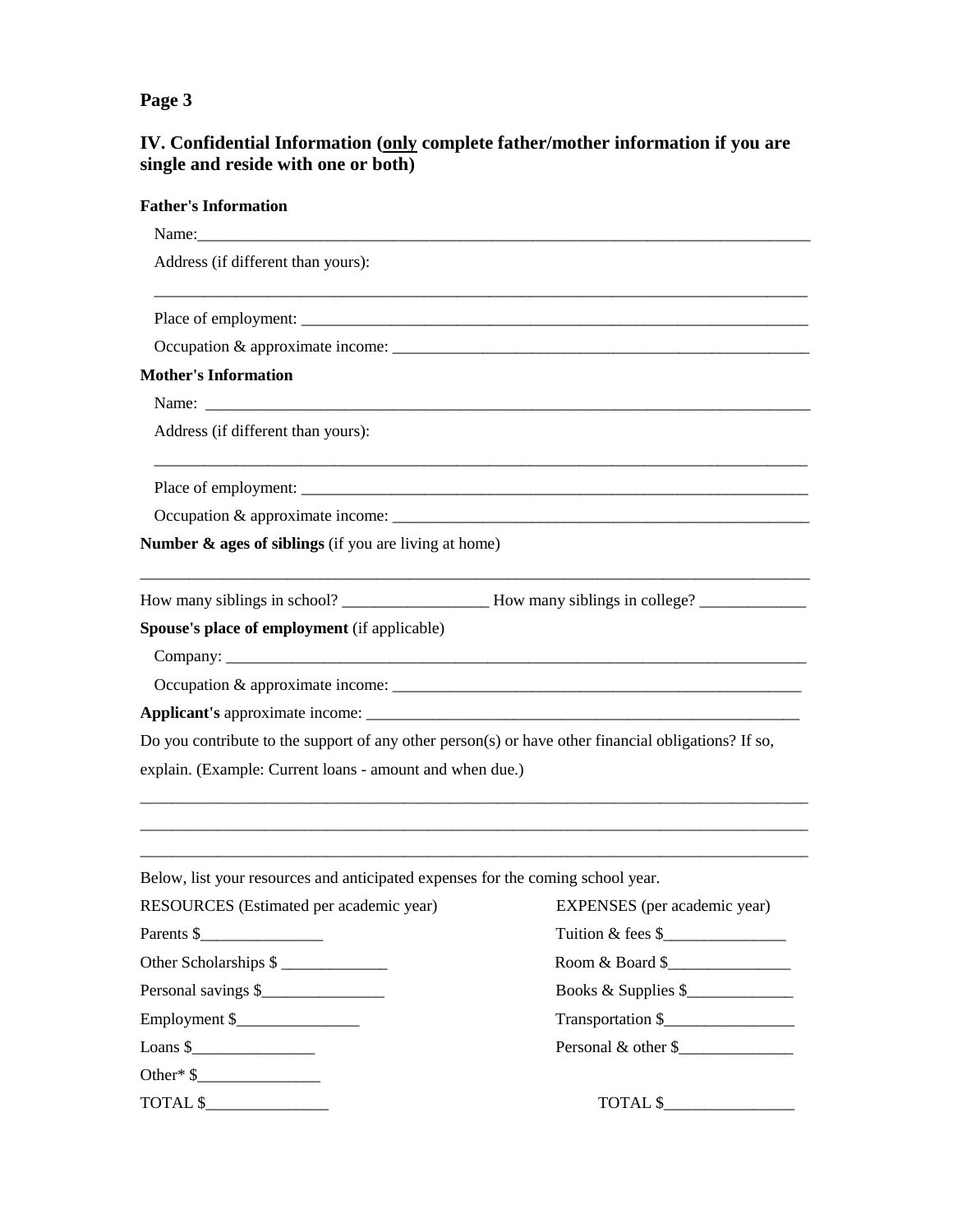**Page 3**

## IV. Confidential Information (<u>only</u> complete father/mother information if you are single and reside with one or both)

**Father's Information**

Name:_______________________________________________________________________________

Address (if different than yours):

_____________________________________________________________________________________

Place of employment: ____________________________________________________________________

Occupation & approximate income: ________________________________________________________

**Mother's Information**

Name: _______________________________________________________________________________

Address (if different than yours):

_____________________________________________________________________________________

Place of employment: ____________________________________________________________________

Occupation & approximate income: ________________________________________________________

**Number & ages of siblings** (if you are living at home)

_____________________________________________________________________________________

How many siblings in school? __________________ How many siblings in college? _____________

**Spouse's place of employment** (if applicable)

Company: ____________________________________________________________________________

Occupation & approximate income: ________________________________________________________

**Applicant's** approximate income: ______________________________________________________

Do you contribute to the support of any other person(s) or have other financial obligations? If so, explain. (Example: Current loans - amount and when due.)

_____________________________________________________________________________________

_____________________________________________________________________________________

_____________________________________________________________________________________

Below, list your resources and anticipated expenses for the coming school year.

| RESOURCES (Estimated per academic year) | EXPENSES (per academic year) |
|---|---|
| Parents $_______________ | Tuition & fees $_______________ |
| Other Scholarships $ _____________ | Room & Board $_______________ |
| Personal savings $_______________ | Books & Supplies $_____________ |
| Employment $_______________ | Transportation $________________ |
| Loans $_______________ | Personal & other $______________ |
| Other* $_______________ | |
| TOTAL $_______________ | TOTAL $________________ |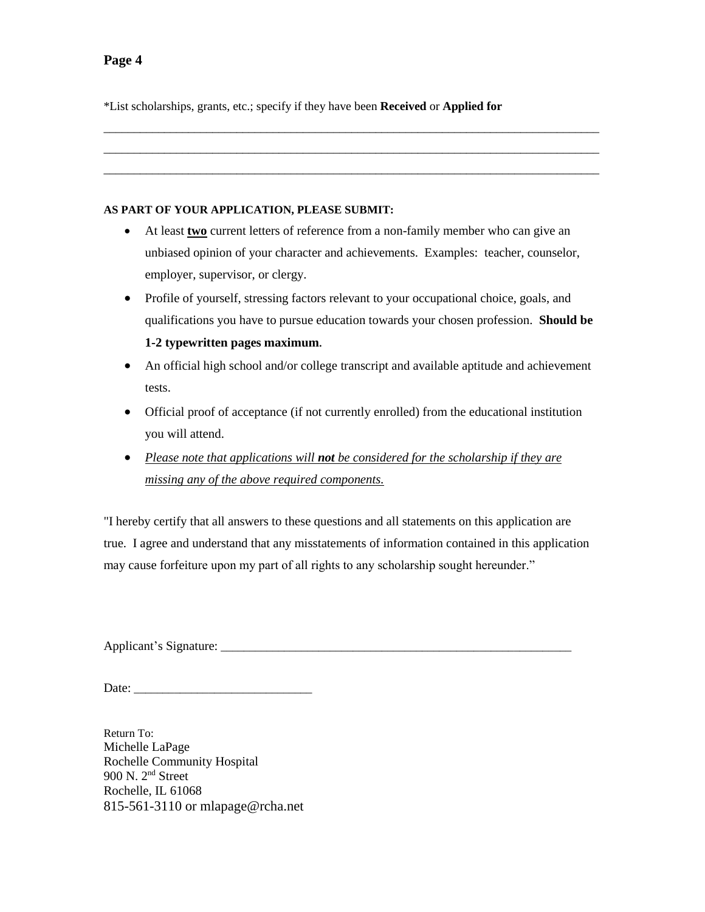## Page 4

*List scholarships, grants, etc.; specify if they have been **Received** or **Applied for**

______________________________________________________________________________
______________________________________________________________________________
______________________________________________________________________________

**AS PART OF YOUR APPLICATION, PLEASE SUBMIT:**

- At least **two** current letters of reference from a non-family member who can give an unbiased opinion of your character and achievements. Examples: teacher, counselor, employer, supervisor, or clergy.
- Profile of yourself, stressing factors relevant to your occupational choice, goals, and qualifications you have to pursue education towards your chosen profession. **Should be 1-2 typewritten pages maximum**.
- An official high school and/or college transcript and available aptitude and achievement tests.
- Official proof of acceptance (if not currently enrolled) from the educational institution you will attend.
- *Please note that applications will **not** be considered for the scholarship if they are missing any of the above required components.*

"I hereby certify that all answers to these questions and all statements on this application are true. I agree and understand that any misstatements of information contained in this application may cause forfeiture upon my part of all rights to any scholarship sought hereunder."

Applicant's Signature: ____________________________________________________________

Date: ____________________________

Return To:
Michelle LaPage
Rochelle Community Hospital
900 N. 2nd Street
Rochelle, IL 61068
815-561-3110 or mlapage@rcha.net